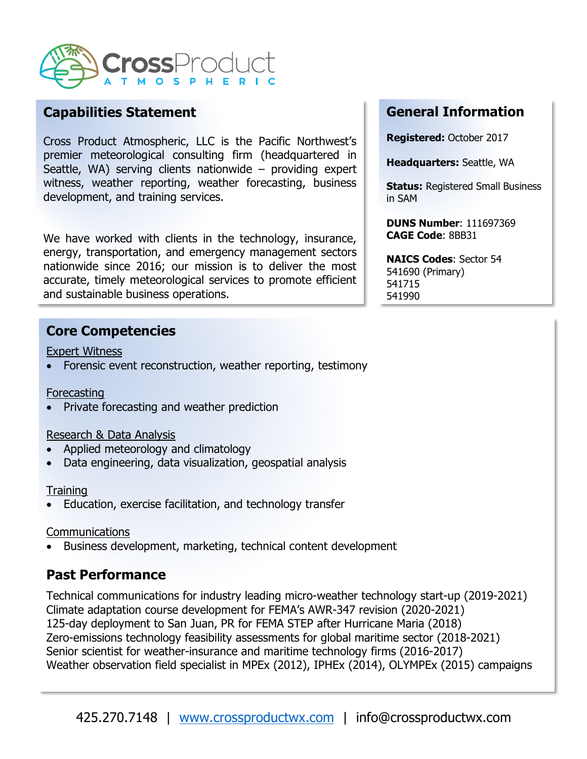CrossProduct ATMOSPHERIC

## Capabilities Statement

Cross Product Atmospheric, LLC is the Pacific Northwest's premier meteorological consulting firm (headquartered in Seattle, WA) serving clients nationwide – providing expert witness, weather reporting, weather forecasting, business development, and training services.

We have worked with clients in the technology, insurance, energy, transportation, and emergency management sectors nationwide since 2016; our mission is to deliver the most accurate, timely meteorological services to promote efficient and sustainable business operations.

## General Information

**Registered:** October 2017

**Headquarters:** Seattle, WA

**Status:** Registered Small Business in SAM

**DUNS Number**: 111697369
**CAGE Code**: 8BB31

**NAICS Codes**: Sector 54
541690 (Primary)
541715
541990

## Core Competencies

Expert Witness
- Forensic event reconstruction, weather reporting, testimony

Forecasting
- Private forecasting and weather prediction

Research & Data Analysis
- Applied meteorology and climatology
- Data engineering, data visualization, geospatial analysis

Training
- Education, exercise facilitation, and technology transfer

Communications
- Business development, marketing, technical content development

## Past Performance

Technical communications for industry leading micro-weather technology start-up (2019-2021)
Climate adaptation course development for FEMA's AWR-347 revision (2020-2021)
125-day deployment to San Juan, PR for FEMA STEP after Hurricane Maria (2018)
Zero-emissions technology feasibility assessments for global maritime sector (2018-2021)
Senior scientist for weather-insurance and maritime technology firms (2016-2017)
Weather observation field specialist in MPEx (2012), IPHEx (2014), OLYMPEx (2015) campaigns

425.270.7148 | www.crossproductwx.com | info@crossproductwx.com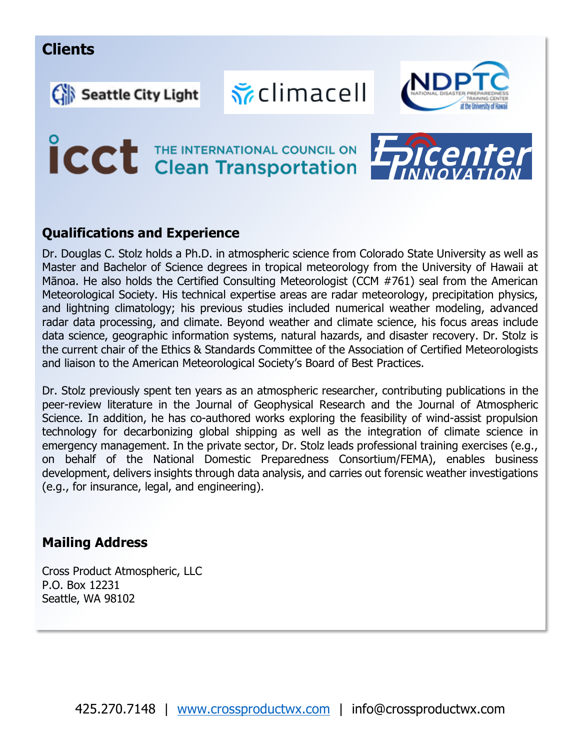## Clients

Seattle City Light

climacell

NDPTC National Disaster Preparedness Training Center at the University of Hawaii

icct The International Council on Clean Transportation

Epicenter Innovation

## Qualifications and Experience

Dr. Douglas C. Stolz holds a Ph.D. in atmospheric science from Colorado State University as well as Master and Bachelor of Science degrees in tropical meteorology from the University of Hawaii at Mānoa. He also holds the Certified Consulting Meteorologist (CCM #761) seal from the American Meteorological Society. His technical expertise areas are radar meteorology, precipitation physics, and lightning climatology; his previous studies included numerical weather modeling, advanced radar data processing, and climate. Beyond weather and climate science, his focus areas include data science, geographic information systems, natural hazards, and disaster recovery. Dr. Stolz is the current chair of the Ethics & Standards Committee of the Association of Certified Meteorologists and liaison to the American Meteorological Society's Board of Best Practices.

Dr. Stolz previously spent ten years as an atmospheric researcher, contributing publications in the peer-review literature in the Journal of Geophysical Research and the Journal of Atmospheric Science. In addition, he has co-authored works exploring the feasibility of wind-assist propulsion technology for decarbonizing global shipping as well as the integration of climate science in emergency management. In the private sector, Dr. Stolz leads professional training exercises (e.g., on behalf of the National Domestic Preparedness Consortium/FEMA), enables business development, delivers insights through data analysis, and carries out forensic weather investigations (e.g., for insurance, legal, and engineering).

## Mailing Address

Cross Product Atmospheric, LLC
P.O. Box 12231
Seattle, WA 98102

425.270.7148 | www.crossproductwx.com | info@crossproductwx.com